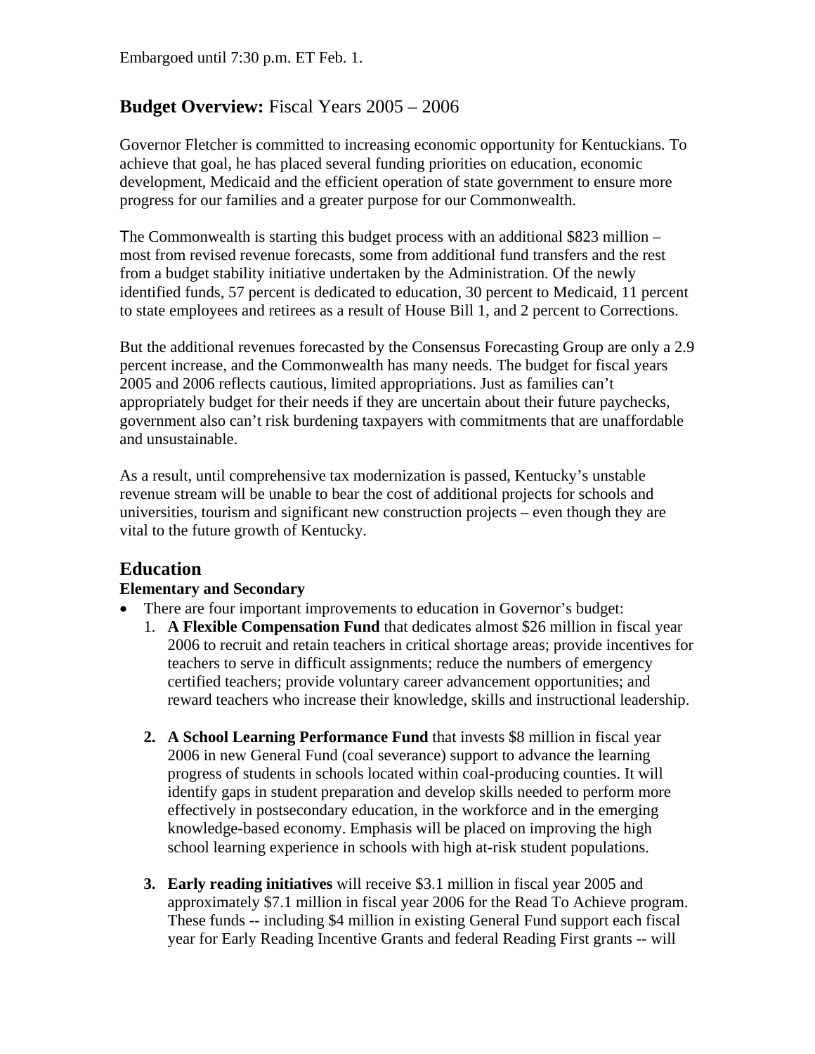Embargoed until 7:30 p.m. ET Feb. 1.

# **Budget Overview:** Fiscal Years 2005 – 2006

Governor Fletcher is committed to increasing economic opportunity for Kentuckians. To achieve that goal, he has placed several funding priorities on education, economic development, Medicaid and the efficient operation of state government to ensure more progress for our families and a greater purpose for our Commonwealth.

The Commonwealth is starting this budget process with an additional $823 million – most from revised revenue forecasts, some from additional fund transfers and the rest from a budget stability initiative undertaken by the Administration. Of the newly identified funds, 57 percent is dedicated to education, 30 percent to Medicaid, 11 percent to state employees and retirees as a result of House Bill 1, and 2 percent to Corrections.

But the additional revenues forecasted by the Consensus Forecasting Group are only a 2.9 percent increase, and the Commonwealth has many needs. The budget for fiscal years 2005 and 2006 reflects cautious, limited appropriations. Just as families can't appropriately budget for their needs if they are uncertain about their future paychecks, government also can't risk burdening taxpayers with commitments that are unaffordable and unsustainable.

As a result, until comprehensive tax modernization is passed, Kentucky's unstable revenue stream will be unable to bear the cost of additional projects for schools and universities, tourism and significant new construction projects – even though they are vital to the future growth of Kentucky.

## Education

### Elementary and Secondary

- There are four important improvements to education in Governor's budget:
  1. **A Flexible Compensation Fund** that dedicates almost $26 million in fiscal year 2006 to recruit and retain teachers in critical shortage areas; provide incentives for teachers to serve in difficult assignments; reduce the numbers of emergency certified teachers; provide voluntary career advancement opportunities; and reward teachers who increase their knowledge, skills and instructional leadership.

  2. **A School Learning Performance Fund** that invests $8 million in fiscal year 2006 in new General Fund (coal severance) support to advance the learning progress of students in schools located within coal-producing counties. It will identify gaps in student preparation and develop skills needed to perform more effectively in postsecondary education, in the workforce and in the emerging knowledge-based economy. Emphasis will be placed on improving the high school learning experience in schools with high at-risk student populations.

  3. **Early reading initiatives** will receive $3.1 million in fiscal year 2005 and approximately $7.1 million in fiscal year 2006 for the Read To Achieve program. These funds -- including $4 million in existing General Fund support each fiscal year for Early Reading Incentive Grants and federal Reading First grants -- will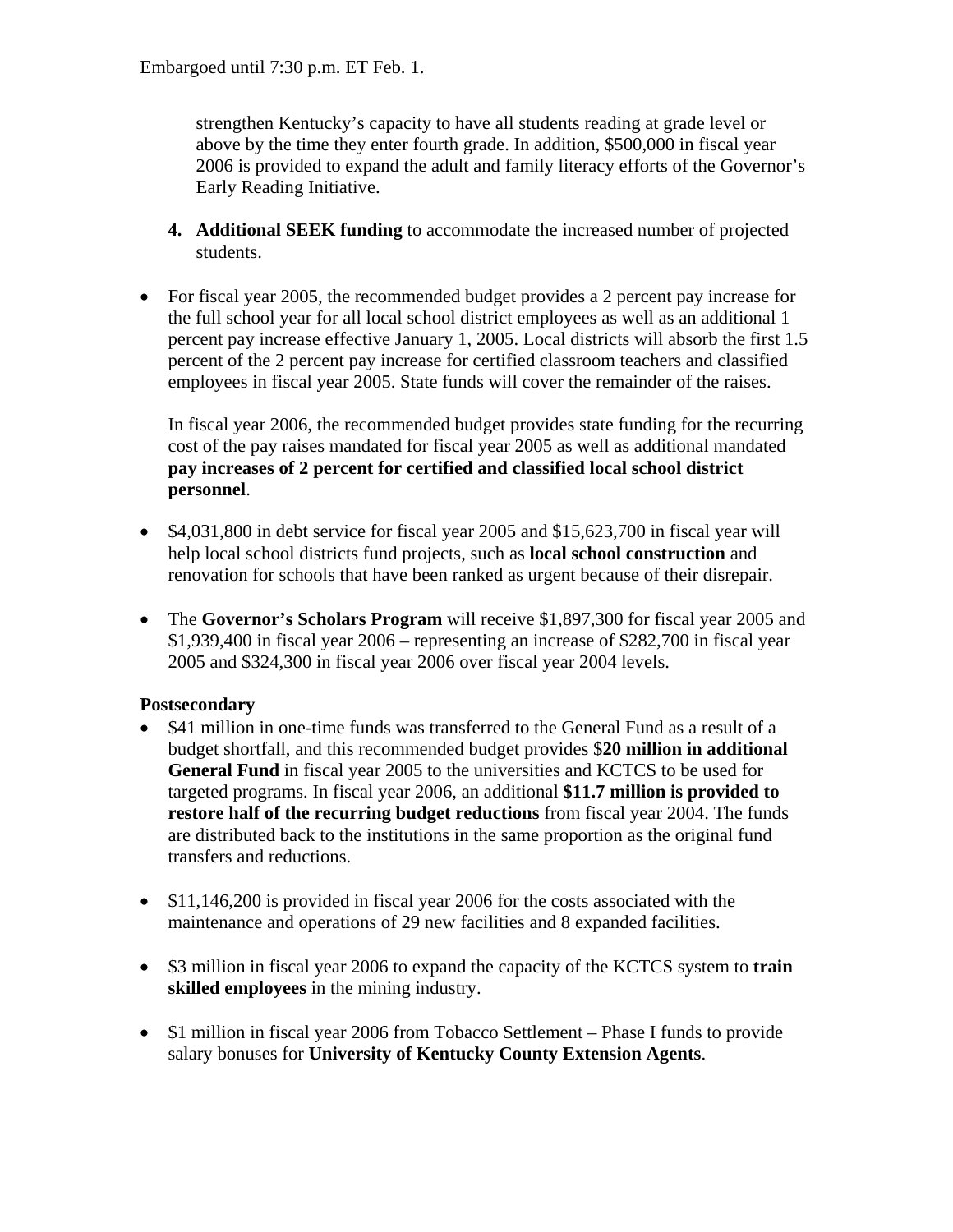Embargoed until 7:30 p.m. ET Feb. 1.

strengthen Kentucky's capacity to have all students reading at grade level or above by the time they enter fourth grade. In addition, $500,000 in fiscal year 2006 is provided to expand the adult and family literacy efforts of the Governor's Early Reading Initiative.

4. **Additional SEEK funding** to accommodate the increased number of projected students.

- For fiscal year 2005, the recommended budget provides a 2 percent pay increase for the full school year for all local school district employees as well as an additional 1 percent pay increase effective January 1, 2005. Local districts will absorb the first 1.5 percent of the 2 percent pay increase for certified classroom teachers and classified employees in fiscal year 2005. State funds will cover the remainder of the raises.

  In fiscal year 2006, the recommended budget provides state funding for the recurring cost of the pay raises mandated for fiscal year 2005 as well as additional mandated **pay increases of 2 percent for certified and classified local school district personnel**.

- $4,031,800 in debt service for fiscal year 2005 and $15,623,700 in fiscal year will help local school districts fund projects, such as **local school construction** and renovation for schools that have been ranked as urgent because of their disrepair.

- The **Governor's Scholars Program** will receive $1,897,300 for fiscal year 2005 and $1,939,400 in fiscal year 2006 – representing an increase of $282,700 in fiscal year 2005 and $324,300 in fiscal year 2006 over fiscal year 2004 levels.

**Postsecondary**

- $41 million in one-time funds was transferred to the General Fund as a result of a budget shortfall, and this recommended budget provides $**20 million in additional General Fund** in fiscal year 2005 to the universities and KCTCS to be used for targeted programs. In fiscal year 2006, an additional **$11.7 million is provided to restore half of the recurring budget reductions** from fiscal year 2004. The funds are distributed back to the institutions in the same proportion as the original fund transfers and reductions.

- $11,146,200 is provided in fiscal year 2006 for the costs associated with the maintenance and operations of 29 new facilities and 8 expanded facilities.

- $3 million in fiscal year 2006 to expand the capacity of the KCTCS system to **train skilled employees** in the mining industry.

- $1 million in fiscal year 2006 from Tobacco Settlement – Phase I funds to provide salary bonuses for **University of Kentucky County Extension Agents**.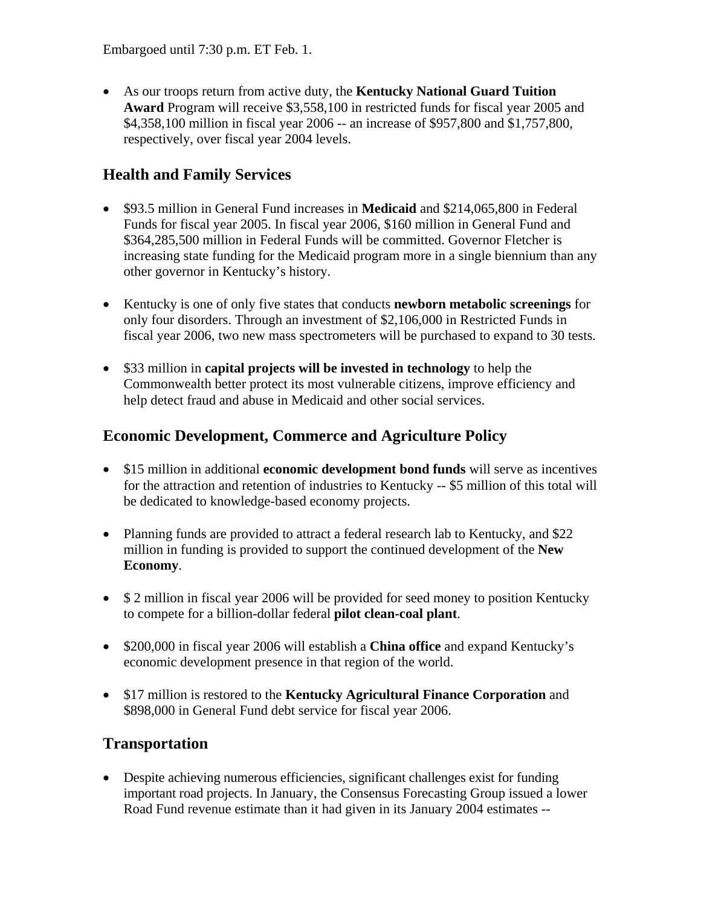Embargoed until 7:30 p.m. ET Feb. 1.

- As our troops return from active duty, the **Kentucky National Guard Tuition Award** Program will receive $3,558,100 in restricted funds for fiscal year 2005 and $4,358,100 million in fiscal year 2006 -- an increase of $957,800 and $1,757,800, respectively, over fiscal year 2004 levels.

## Health and Family Services

- $93.5 million in General Fund increases in **Medicaid** and $214,065,800 in Federal Funds for fiscal year 2005. In fiscal year 2006, $160 million in General Fund and $364,285,500 million in Federal Funds will be committed. Governor Fletcher is increasing state funding for the Medicaid program more in a single biennium than any other governor in Kentucky's history.

- Kentucky is one of only five states that conducts **newborn metabolic screenings** for only four disorders. Through an investment of $2,106,000 in Restricted Funds in fiscal year 2006, two new mass spectrometers will be purchased to expand to 30 tests.

- $33 million in **capital projects will be invested in technology** to help the Commonwealth better protect its most vulnerable citizens, improve efficiency and help detect fraud and abuse in Medicaid and other social services.

## Economic Development, Commerce and Agriculture Policy

- $15 million in additional **economic development bond funds** will serve as incentives for the attraction and retention of industries to Kentucky -- $5 million of this total will be dedicated to knowledge-based economy projects.

- Planning funds are provided to attract a federal research lab to Kentucky, and $22 million in funding is provided to support the continued development of the **New Economy**.

- $ 2 million in fiscal year 2006 will be provided for seed money to position Kentucky to compete for a billion-dollar federal **pilot clean-coal plant**.

- $200,000 in fiscal year 2006 will establish a **China office** and expand Kentucky's economic development presence in that region of the world.

- $17 million is restored to the **Kentucky Agricultural Finance Corporation** and $898,000 in General Fund debt service for fiscal year 2006.

## Transportation

- Despite achieving numerous efficiencies, significant challenges exist for funding important road projects. In January, the Consensus Forecasting Group issued a lower Road Fund revenue estimate than it had given in its January 2004 estimates --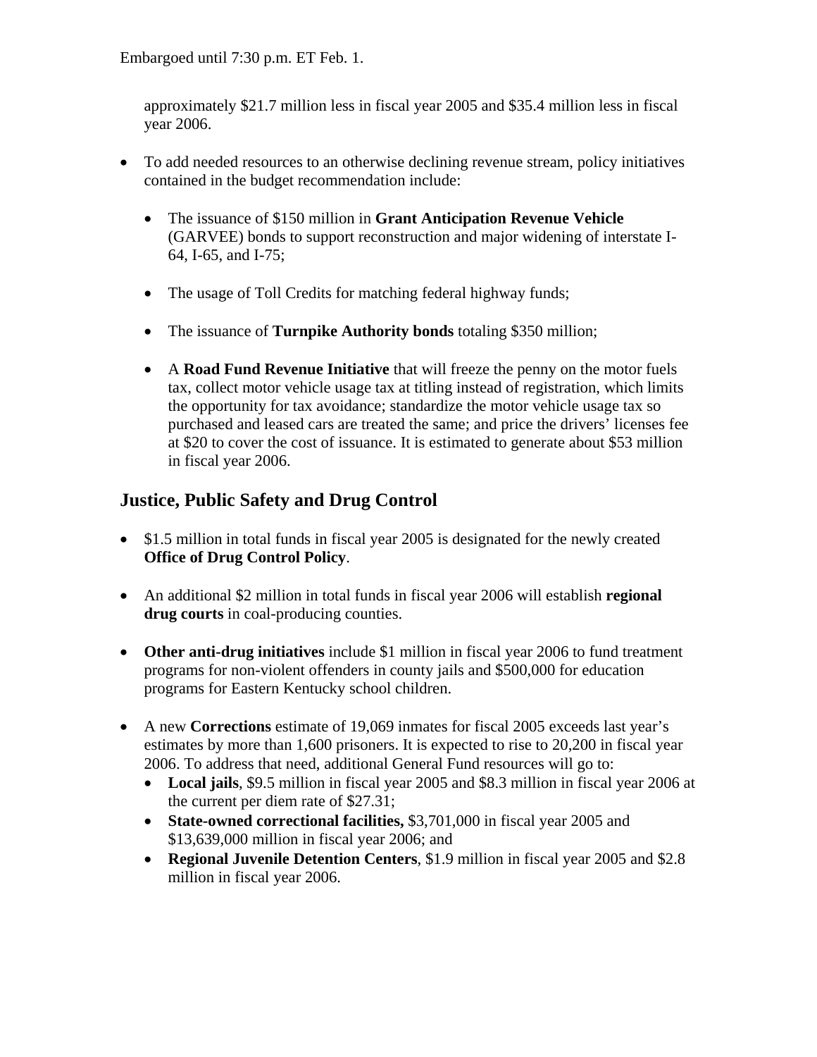approximately $21.7 million less in fiscal year 2005 and $35.4 million less in fiscal year 2006.

- To add needed resources to an otherwise declining revenue stream, policy initiatives contained in the budget recommendation include:

  - The issuance of $150 million in **Grant Anticipation Revenue Vehicle** (GARVEE) bonds to support reconstruction and major widening of interstate I-64, I-65, and I-75;

  - The usage of Toll Credits for matching federal highway funds;

  - The issuance of **Turnpike Authority bonds** totaling $350 million;

  - A **Road Fund Revenue Initiative** that will freeze the penny on the motor fuels tax, collect motor vehicle usage tax at titling instead of registration, which limits the opportunity for tax avoidance; standardize the motor vehicle usage tax so purchased and leased cars are treated the same; and price the drivers' licenses fee at $20 to cover the cost of issuance. It is estimated to generate about $53 million in fiscal year 2006.

## Justice, Public Safety and Drug Control

- $1.5 million in total funds in fiscal year 2005 is designated for the newly created **Office of Drug Control Policy**.

- An additional $2 million in total funds in fiscal year 2006 will establish **regional drug courts** in coal-producing counties.

- **Other anti-drug initiatives** include $1 million in fiscal year 2006 to fund treatment programs for non-violent offenders in county jails and $500,000 for education programs for Eastern Kentucky school children.

- A new **Corrections** estimate of 19,069 inmates for fiscal 2005 exceeds last year's estimates by more than 1,600 prisoners. It is expected to rise to 20,200 in fiscal year 2006. To address that need, additional General Fund resources will go to:
  - **Local jails**, $9.5 million in fiscal year 2005 and $8.3 million in fiscal year 2006 at the current per diem rate of $27.31;
  - **State-owned correctional facilities,** $3,701,000 in fiscal year 2005 and $13,639,000 million in fiscal year 2006; and
  - **Regional Juvenile Detention Centers**, $1.9 million in fiscal year 2005 and $2.8 million in fiscal year 2006.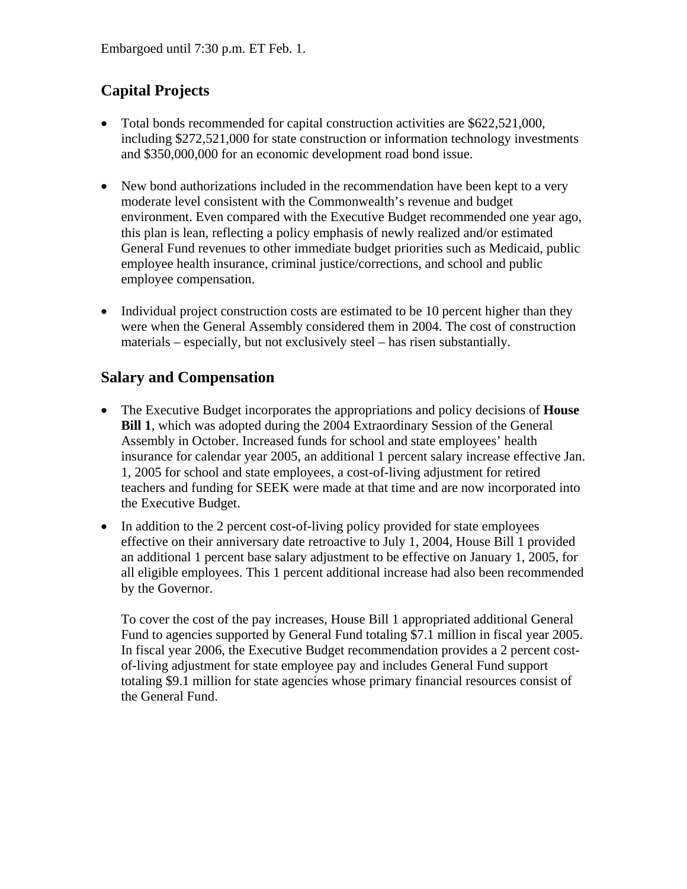Embargoed until 7:30 p.m. ET Feb. 1.

## Capital Projects

- Total bonds recommended for capital construction activities are $622,521,000, including $272,521,000 for state construction or information technology investments and $350,000,000 for an economic development road bond issue.

- New bond authorizations included in the recommendation have been kept to a very moderate level consistent with the Commonwealth's revenue and budget environment. Even compared with the Executive Budget recommended one year ago, this plan is lean, reflecting a policy emphasis of newly realized and/or estimated General Fund revenues to other immediate budget priorities such as Medicaid, public employee health insurance, criminal justice/corrections, and school and public employee compensation.

- Individual project construction costs are estimated to be 10 percent higher than they were when the General Assembly considered them in 2004. The cost of construction materials – especially, but not exclusively steel – has risen substantially.

## Salary and Compensation

- The Executive Budget incorporates the appropriations and policy decisions of **House Bill 1**, which was adopted during the 2004 Extraordinary Session of the General Assembly in October. Increased funds for school and state employees' health insurance for calendar year 2005, an additional 1 percent salary increase effective Jan. 1, 2005 for school and state employees, a cost-of-living adjustment for retired teachers and funding for SEEK were made at that time and are now incorporated into the Executive Budget.
- In addition to the 2 percent cost-of-living policy provided for state employees effective on their anniversary date retroactive to July 1, 2004, House Bill 1 provided an additional 1 percent base salary adjustment to be effective on January 1, 2005, for all eligible employees. This 1 percent additional increase had also been recommended by the Governor.

  To cover the cost of the pay increases, House Bill 1 appropriated additional General Fund to agencies supported by General Fund totaling $7.1 million in fiscal year 2005. In fiscal year 2006, the Executive Budget recommendation provides a 2 percent cost-of-living adjustment for state employee pay and includes General Fund support totaling $9.1 million for state agencies whose primary financial resources consist of the General Fund.